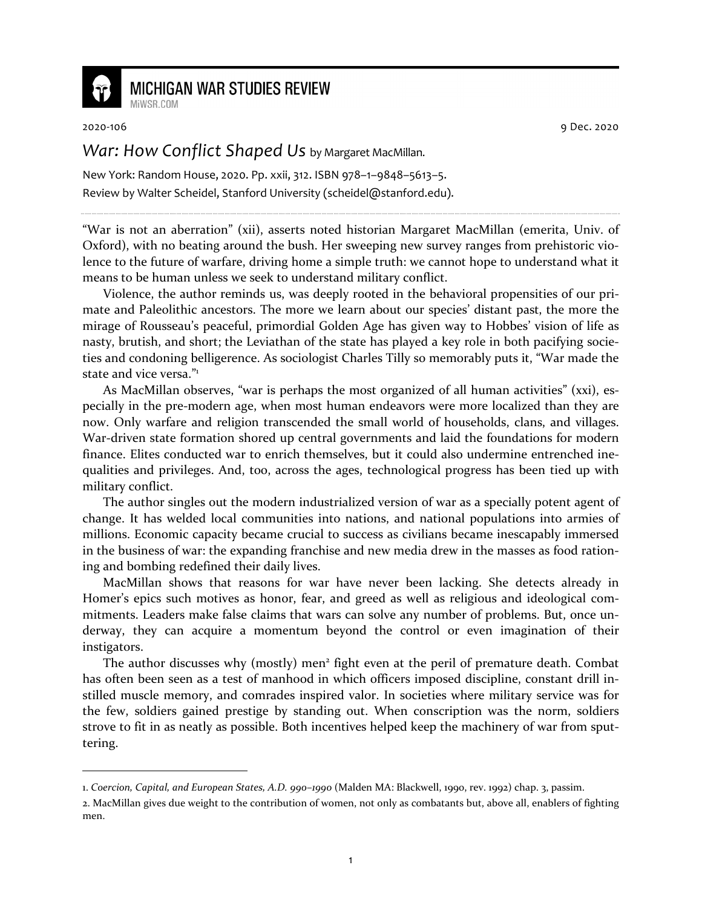# MICHIGAN WAR STUDIES REVIEW

MiWSR.COM

2020-106 9 Dec. 2020

## *War: How Conflict Shaped Us* by Margaret MacMillan.

New York: Random House, 2020. Pp. xxii, 312. ISBN 978–1–9848–5613–5.

Review by Walter Scheidel, Stanford University (scheidel@stanford.edu).

---

"War is not an aberration" (xii), asserts noted historian Margaret MacMillan (emerita, Univ. of Oxford), with no beating around the bush. Her sweeping new survey ranges from prehistoric violence to the future of warfare, driving home a simple truth: we cannot hope to understand what it means to be human unless we seek to understand military conflict.

Violence, the author reminds us, was deeply rooted in the behavioral propensities of our primate and Paleolithic ancestors. The more we learn about our species' distant past, the more the mirage of Rousseau's peaceful, primordial Golden Age has given way to Hobbes' vision of life as nasty, brutish, and short; the Leviathan of the state has played a key role in both pacifying societies and condoning belligerence. As sociologist Charles Tilly so memorably puts it, "War made the state and vice versa."[1]

As MacMillan observes, "war is perhaps the most organized of all human activities" (xxi), especially in the pre-modern age, when most human endeavors were more localized than they are now. Only warfare and religion transcended the small world of households, clans, and villages. War-driven state formation shored up central governments and laid the foundations for modern finance. Elites conducted war to enrich themselves, but it could also undermine entrenched inequalities and privileges. And, too, across the ages, technological progress has been tied up with military conflict.

The author singles out the modern industrialized version of war as a specially potent agent of change. It has welded local communities into nations, and national populations into armies of millions. Economic capacity became crucial to success as civilians became inescapably immersed in the business of war: the expanding franchise and new media drew in the masses as food rationing and bombing redefined their daily lives.

MacMillan shows that reasons for war have never been lacking. She detects already in Homer's epics such motives as honor, fear, and greed as well as religious and ideological commitments. Leaders make false claims that wars can solve any number of problems. But, once underway, they can acquire a momentum beyond the control or even imagination of their instigators.

The author discusses why (mostly) men[2] fight even at the peril of premature death. Combat has often been seen as a test of manhood in which officers imposed discipline, constant drill instilled muscle memory, and comrades inspired valor. In societies where military service was for the few, soldiers gained prestige by standing out. When conscription was the norm, soldiers strove to fit in as neatly as possible. Both incentives helped keep the machinery of war from sputtering.

---

1. *Coercion, Capital, and European States, A.D. 990–1990* (Malden MA: Blackwell, 1990, rev. 1992) chap. 3, passim.

2. MacMillan gives due weight to the contribution of women, not only as combatants but, above all, enablers of fighting men.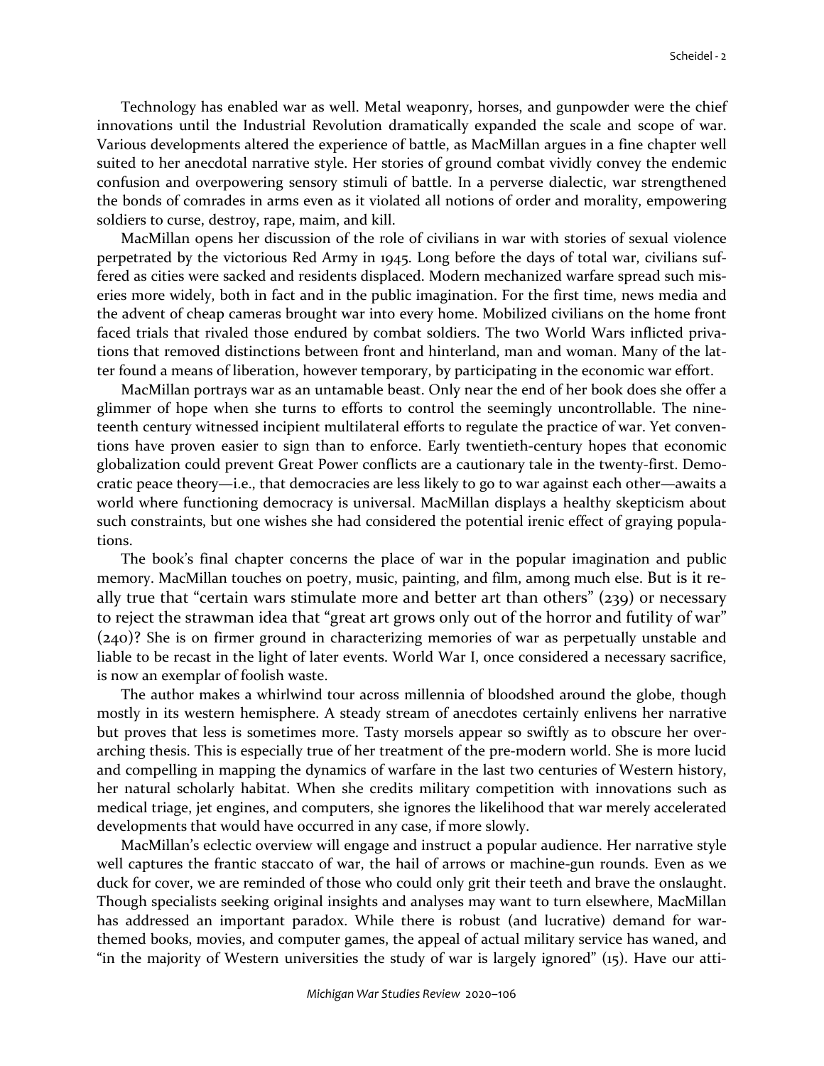Technology has enabled war as well. Metal weaponry, horses, and gunpowder were the chief innovations until the Industrial Revolution dramatically expanded the scale and scope of war. Various developments altered the experience of battle, as MacMillan argues in a fine chapter well suited to her anecdotal narrative style. Her stories of ground combat vividly convey the endemic confusion and overpowering sensory stimuli of battle. In a perverse dialectic, war strengthened the bonds of comrades in arms even as it violated all notions of order and morality, empowering soldiers to curse, destroy, rape, maim, and kill.

MacMillan opens her discussion of the role of civilians in war with stories of sexual violence perpetrated by the victorious Red Army in 1945. Long before the days of total war, civilians suffered as cities were sacked and residents displaced. Modern mechanized warfare spread such miseries more widely, both in fact and in the public imagination. For the first time, news media and the advent of cheap cameras brought war into every home. Mobilized civilians on the home front faced trials that rivaled those endured by combat soldiers. The two World Wars inflicted privations that removed distinctions between front and hinterland, man and woman. Many of the latter found a means of liberation, however temporary, by participating in the economic war effort.

MacMillan portrays war as an untamable beast. Only near the end of her book does she offer a glimmer of hope when she turns to efforts to control the seemingly uncontrollable. The nineteenth century witnessed incipient multilateral efforts to regulate the practice of war. Yet conventions have proven easier to sign than to enforce. Early twentieth-century hopes that economic globalization could prevent Great Power conflicts are a cautionary tale in the twenty-first. Democratic peace theory—i.e., that democracies are less likely to go to war against each other—awaits a world where functioning democracy is universal. MacMillan displays a healthy skepticism about such constraints, but one wishes she had considered the potential irenic effect of graying populations.

The book's final chapter concerns the place of war in the popular imagination and public memory. MacMillan touches on poetry, music, painting, and film, among much else. But is it really true that "certain wars stimulate more and better art than others" (239) or necessary to reject the strawman idea that "great art grows only out of the horror and futility of war" (240)? She is on firmer ground in characterizing memories of war as perpetually unstable and liable to be recast in the light of later events. World War I, once considered a necessary sacrifice, is now an exemplar of foolish waste.

The author makes a whirlwind tour across millennia of bloodshed around the globe, though mostly in its western hemisphere. A steady stream of anecdotes certainly enlivens her narrative but proves that less is sometimes more. Tasty morsels appear so swiftly as to obscure her overarching thesis. This is especially true of her treatment of the pre-modern world. She is more lucid and compelling in mapping the dynamics of warfare in the last two centuries of Western history, her natural scholarly habitat. When she credits military competition with innovations such as medical triage, jet engines, and computers, she ignores the likelihood that war merely accelerated developments that would have occurred in any case, if more slowly.

MacMillan's eclectic overview will engage and instruct a popular audience. Her narrative style well captures the frantic staccato of war, the hail of arrows or machine-gun rounds. Even as we duck for cover, we are reminded of those who could only grit their teeth and brave the onslaught. Though specialists seeking original insights and analyses may want to turn elsewhere, MacMillan has addressed an important paradox. While there is robust (and lucrative) demand for war-themed books, movies, and computer games, the appeal of actual military service has waned, and "in the majority of Western universities the study of war is largely ignored" (15). Have our atti-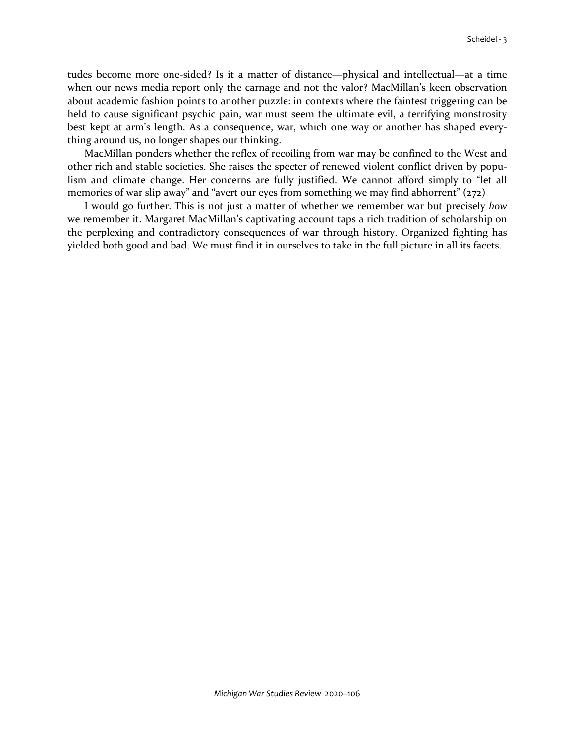tudes become more one-sided? Is it a matter of distance—physical and intellectual—at a time when our news media report only the carnage and not the valor? MacMillan's keen observation about academic fashion points to another puzzle: in contexts where the faintest triggering can be held to cause significant psychic pain, war must seem the ultimate evil, a terrifying monstrosity best kept at arm's length. As a consequence, war, which one way or another has shaped everything around us, no longer shapes our thinking.

MacMillan ponders whether the reflex of recoiling from war may be confined to the West and other rich and stable societies. She raises the specter of renewed violent conflict driven by populism and climate change. Her concerns are fully justified. We cannot afford simply to "let all memories of war slip away" and "avert our eyes from something we may find abhorrent" (272)

I would go further. This is not just a matter of whether we remember war but precisely *how* we remember it. Margaret MacMillan's captivating account taps a rich tradition of scholarship on the perplexing and contradictory consequences of war through history. Organized fighting has yielded both good and bad. We must find it in ourselves to take in the full picture in all its facets.